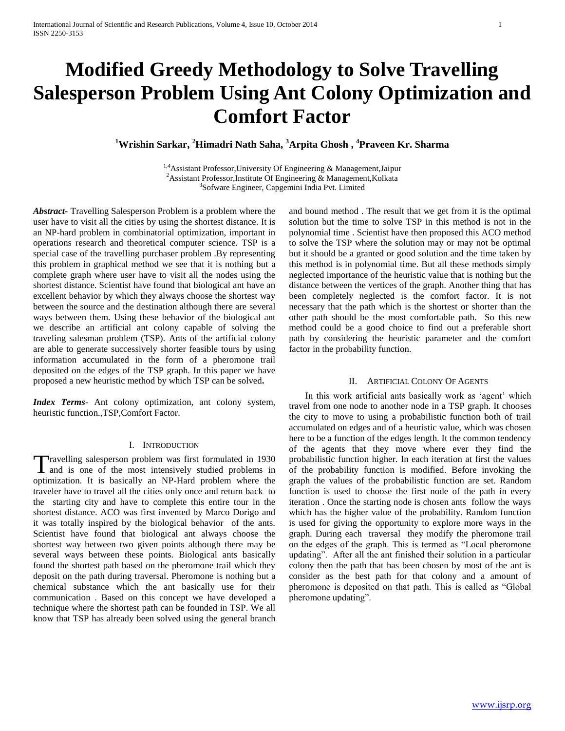# Modified Greedy Methodology to Solve Travelling Salesperson Problem Using Ant Colony Optimization and Comfort Factor

**[1]Wrishin Sarkar, [2]Himadri Nath Saha, [3]Arpita Ghosh , [4]Praveen Kr. Sharma**

[1,4]Assistant Professor,University Of Engineering & Management,Jaipur
[2]Assistant Professor,Institute Of Engineering & Management,Kolkata
[3]Sofware Engineer, Capgemini India Pvt. Limited

***Abstract***- Travelling Salesperson Problem is a problem where the user have to visit all the cities by using the shortest distance. It is an NP-hard problem in combinatorial optimization, important in operations research and theoretical computer science. TSP is a special case of the travelling purchaser problem .By representing this problem in graphical method we see that it is nothing but a complete graph where user have to visit all the nodes using the shortest distance. Scientist have found that biological ant have an excellent behavior by which they always choose the shortest way between the source and the destination although there are several ways between them. Using these behavior of the biological ant we describe an artificial ant colony capable of solving the traveling salesman problem (TSP). Ants of the artificial colony are able to generate successively shorter feasible tours by using information accumulated in the form of a pheromone trail deposited on the edges of the TSP graph. In this paper we have proposed a new heuristic method by which TSP can be solved**.**

***Index Terms***- Ant colony optimization, ant colony system, heuristic function.,TSP,Comfort Factor.

## I. Introduction

Travelling salesperson problem was first formulated in 1930 and is one of the most intensively studied problems in optimization. It is basically an NP-Hard problem where the traveler have to travel all the cities only once and return back to the starting city and have to complete this entire tour in the shortest distance. ACO was first invented by Marco Dorigo and it was totally inspired by the biological behavior of the ants. Scientist have found that biological ant always choose the shortest way between two given points although there may be several ways between these points. Biological ants basically found the shortest path based on the pheromone trail which they deposit on the path during traversal. Pheromone is nothing but a chemical substance which the ant basically use for their communication . Based on this concept we have developed a technique where the shortest path can be founded in TSP. We all know that TSP has already been solved using the general branch and bound method . The result that we get from it is the optimal solution but the time to solve TSP in this method is not in the polynomial time . Scientist have then proposed this ACO method to solve the TSP where the solution may or may not be optimal but it should be a granted or good solution and the time taken by this method is in polynomial time. But all these methods simply neglected importance of the heuristic value that is nothing but the distance between the vertices of the graph. Another thing that has been completely neglected is the comfort factor. It is not necessary that the path which is the shortest or shorter than the other path should be the most comfortable path. So this new method could be a good choice to find out a preferable short path by considering the heuristic parameter and the comfort factor in the probability function.

## II. Artificial Colony Of Agents

In this work artificial ants basically work as 'agent' which travel from one node to another node in a TSP graph. It chooses the city to move to using a probabilistic function both of trail accumulated on edges and of a heuristic value, which was chosen here to be a function of the edges length. It the common tendency of the agents that they move where ever they find the probabilistic function higher. In each iteration at first the values of the probability function is modified. Before invoking the graph the values of the probabilistic function are set. Random function is used to choose the first node of the path in every iteration . Once the starting node is chosen ants follow the ways which has the higher value of the probability. Random function is used for giving the opportunity to explore more ways in the graph. During each traversal they modify the pheromone trail on the edges of the graph. This is termed as "Local pheromone updating". After all the ant finished their solution in a particular colony then the path that has been chosen by most of the ant is consider as the best path for that colony and a amount of pheromone is deposited on that path. This is called as "Global pheromone updating".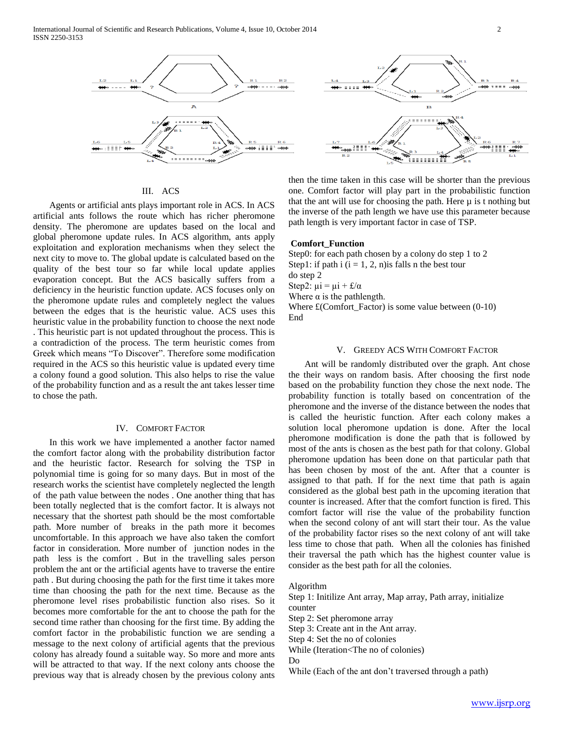## III. ACS

Agents or artificial ants plays important role in ACS. In ACS artificial ants follows the route which has richer pheromone density. The pheromone are updates based on the local and global pheromone update rules. In ACS algorithm, ants apply exploitation and exploration mechanisms when they select the next city to move to. The global update is calculated based on the quality of the best tour so far while local update applies evaporation concept. But the ACS basically suffers from a deficiency in the heuristic function update. ACS focuses only on the pheromone update rules and completely neglect the values between the edges that is the heuristic value. ACS uses this heuristic value in the probability function to choose the next node . This heuristic part is not updated throughout the process. This is a contradiction of the process. The term heuristic comes from Greek which means "To Discover". Therefore some modification required in the ACS so this heuristic value is updated every time a colony found a good solution. This also helps to rise the value of the probability function and as a result the ant takes lesser time to chose the path.

## IV. Comfort Factor

In this work we have implemented a another factor named the comfort factor along with the probability distribution factor and the heuristic factor. Research for solving the TSP in polynomial time is going for so many days. But in most of the research works the scientist have completely neglected the length of the path value between the nodes . One another thing that has been totally neglected that is the comfort factor. It is always not necessary that the shortest path should be the most comfortable path. More number of breaks in the path more it becomes uncomfortable. In this approach we have also taken the comfort factor in consideration. More number of junction nodes in the path less is the comfort . But in the travelling sales person problem the ant or the artificial agents have to traverse the entire path . But during choosing the path for the first time it takes more time than choosing the path for the next time. Because as the pheromone level rises probabilistic function also rises. So it becomes more comfortable for the ant to choose the path for the second time rather than choosing for the first time. By adding the comfort factor in the probabilistic function we are sending a message to the next colony of artificial agents that the previous colony has already found a suitable way. So more and more ants will be attracted to that way. If the next colony ants choose the previous way that is already chosen by the previous colony ants then the time taken in this case will be shorter than the previous one. Comfort factor will play part in the probabilistic function that the ant will use for choosing the path. Here μ is t nothing but the inverse of the path length we have use this parameter because path length is very important factor in case of TSP.

**Comfort_Function**

Step0: for each path chosen by a colony do step 1 to 2
Step1: if path i (i = 1, 2, n)is falls n the best tour do step 2
Step2: $\mu i = \mu i + £/\alpha$
Where $\alpha$ is the pathlength.
Where £(Comfort_Factor) is some value between (0-10)
End

## V. Greedy ACS With Comfort Factor

Ant will be randomly distributed over the graph. Ant chose the their ways on random basis. After choosing the first node based on the probability function they chose the next node. The probability function is totally based on concentration of the pheromone and the inverse of the distance between the nodes that is called the heuristic function. After each colony makes a solution local pheromone updation is done. After the local pheromone modification is done the path that is followed by most of the ants is chosen as the best path for that colony. Global pheromone updation has been done on that particular path that has been chosen by most of the ant. After that a counter is assigned to that path. If for the next time that path is again considered as the global best path in the upcoming iteration that counter is increased. After that the comfort function is fired. This comfort factor will rise the value of the probability function when the second colony of ant will start their tour. As the value of the probability factor rises so the next colony of ant will take less time to chose that path. When all the colonies has finished their traversal the path which has the highest counter value is consider as the best path for all the colonies.

Algorithm
Step 1: Initilize Ant array, Map array, Path array, initialize counter
Step 2: Set pheromone array
Step 3: Create ant in the Ant array.
Step 4: Set the no of colonies
While (Iteration<The no of colonies)
Do
While (Each of the ant don't traversed through a path)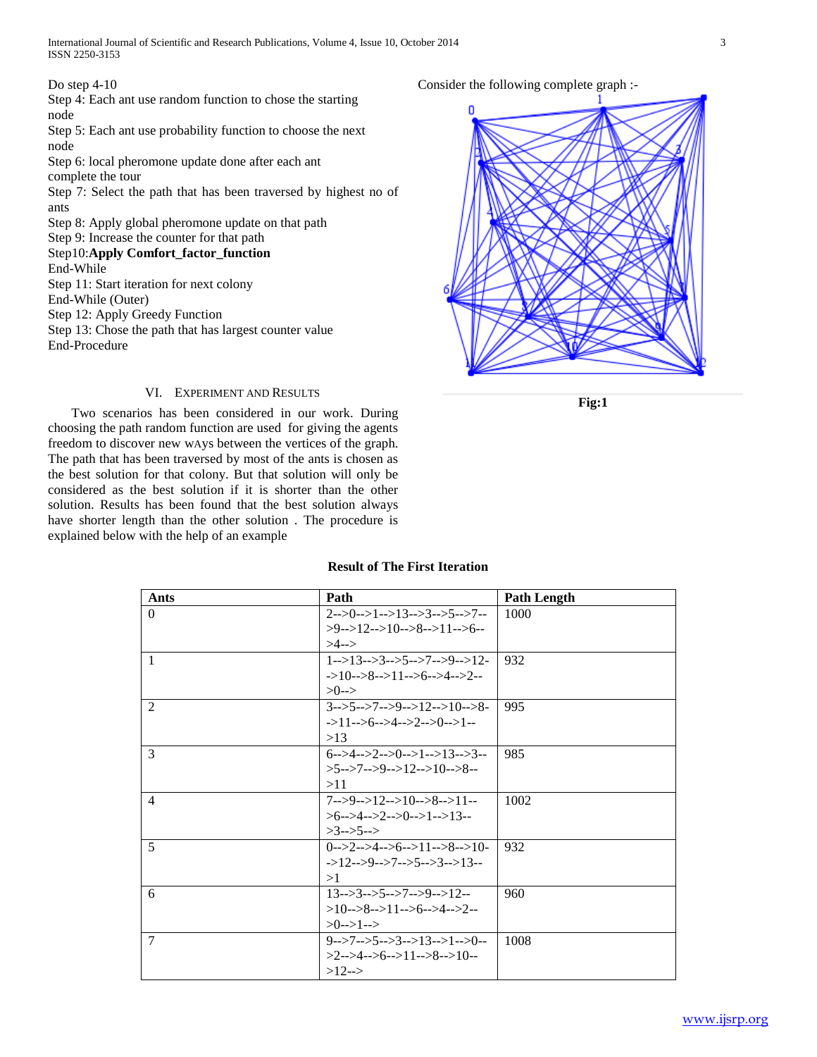Do step 4-10

Step 4: Each ant use random function to chose the starting node

Step 5: Each ant use probability function to choose the next node

Step 6: local pheromone update done after each ant complete the tour

Step 7: Select the path that has been traversed by highest no of ants

Step 8: Apply global pheromone update on that path

Step 9: Increase the counter for that path

Step10:**Apply Comfort_factor_function**

End-While

Step 11: Start iteration for next colony

End-While (Outer)

Step 12: Apply Greedy Function

Step 13: Chose the path that has largest counter value

End-Procedure

## VI. Experiment and Results

Two scenarios has been considered in our work. During choosing the path random function are used for giving the agents freedom to discover new wAys between the vertices of the graph. The path that has been traversed by most of the ants is chosen as the best solution for that colony. But that solution will only be considered as the best solution if it is shorter than the other solution. Results has been found that the best solution always have shorter length than the other solution . The procedure is explained below with the help of an example

Consider the following complete graph :-

**Fig:1**

**Result of The First Iteration**

| Ants | Path | Path Length |
|---|---|---|
| 0 | 2-->0-->1-->13-->3-->5-->7-->9-->12-->10-->8-->11-->6-->4--> | 1000 |
| 1 | 1-->13-->3-->5-->7-->9-->12-->10-->8-->11-->6-->4-->2-->0--> | 932 |
| 2 | 3-->5-->7-->9-->12-->10-->8-->11-->6-->4-->2-->0-->1-->13 | 995 |
| 3 | 6-->4-->2-->0-->1-->13-->3-->5-->7-->9-->12-->10-->8-->11 | 985 |
| 4 | 7-->9-->12-->10-->8-->11-->6-->4-->2-->0-->1-->13-->3-->5--> | 1002 |
| 5 | 0-->2-->4-->6-->11-->8-->10-->12-->9-->7-->5-->3-->13-->1 | 932 |
| 6 | 13-->3-->5-->7-->9-->12-->10-->8-->11-->6-->4-->2-->0-->1--> | 960 |
| 7 | 9-->7-->5-->3-->13-->1-->0-->2-->4-->6-->11-->8-->10-->12--> | 1008 |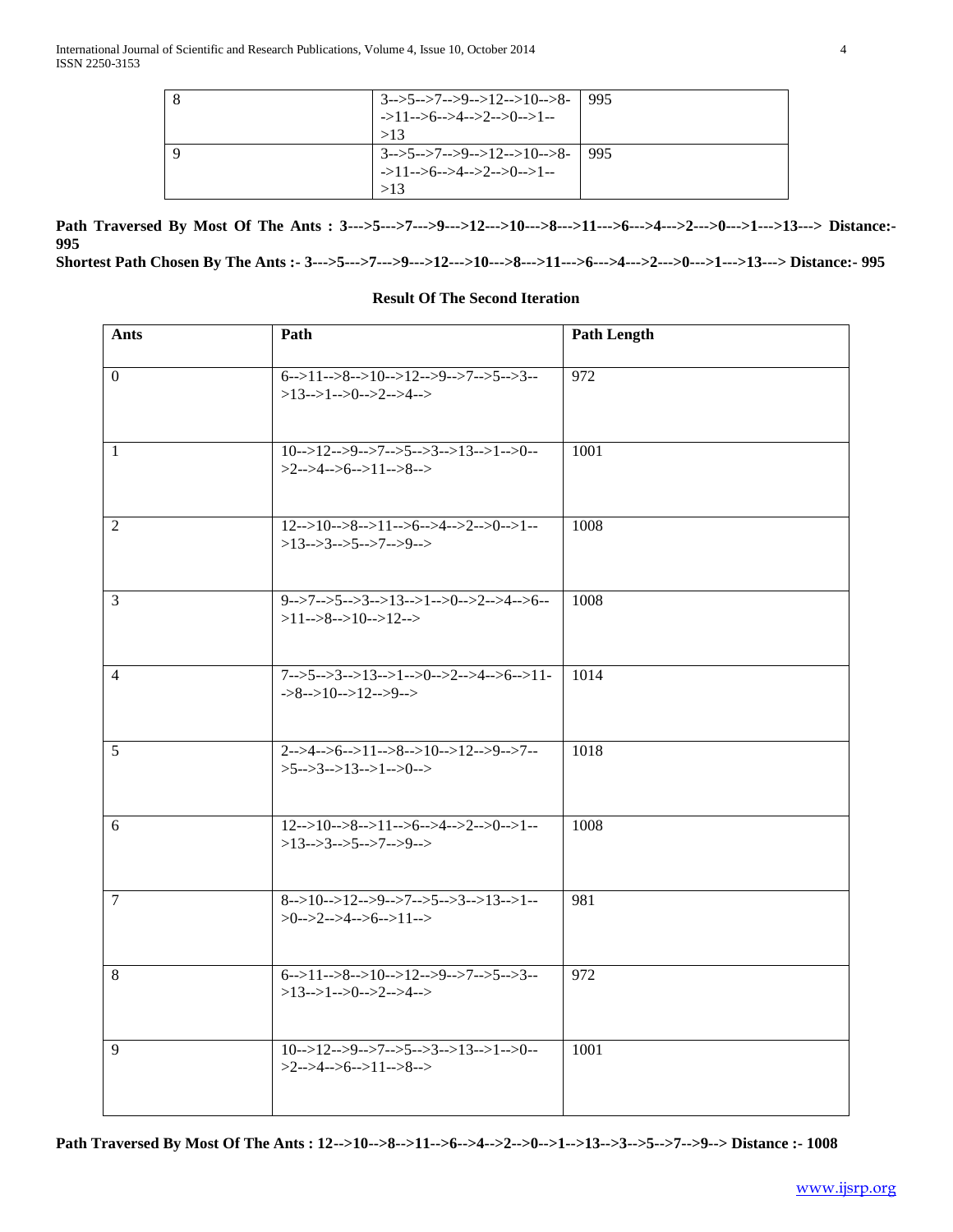| | | |
|---|---|---|
| 8 | 3-->5-->7-->9-->12-->10-->8-->11-->6-->4-->2-->0-->1-->13 | 995 |
| 9 | 3-->5-->7-->9-->12-->10-->8-->11-->6-->4-->2-->0-->1-->13 | 995 |

**Path Traversed By Most Of The Ants : 3--->5--->7--->9--->12--->10--->8--->11--->6--->4--->2--->0--->1--->13---> Distance:- 995**

**Shortest Path Chosen By The Ants :- 3--->5--->7--->9--->12--->10--->8--->11--->6--->4--->2--->0--->1--->13---> Distance:- 995**

**Result Of The Second Iteration**

| Ants | Path | Path Length |
|---|---|---|
| 0 | 6-->11-->8-->10-->12-->9-->7-->5-->3-->13-->1-->0-->2-->4--> | 972 |
| 1 | 10-->12-->9-->7-->5-->3-->13-->1-->0-->2-->4-->6-->11-->8--> | 1001 |
| 2 | 12-->10-->8-->11-->6-->4-->2-->0-->1-->13-->3-->5-->7-->9--> | 1008 |
| 3 | 9-->7-->5-->3-->13-->1-->0-->2-->4-->6-->11-->8-->10-->12--> | 1008 |
| 4 | 7-->5-->3-->13-->1-->0-->2-->4-->6-->11-->8-->10-->12-->9--> | 1014 |
| 5 | 2-->4-->6-->11-->8-->10-->12-->9-->7-->5-->3-->13-->1-->0--> | 1018 |
| 6 | 12-->10-->8-->11-->6-->4-->2-->0-->1-->13-->3-->5-->7-->9--> | 1008 |
| 7 | 8-->10-->12-->9-->7-->5-->3-->13-->1-->0-->2-->4-->6-->11--> | 981 |
| 8 | 6-->11-->8-->10-->12-->9-->7-->5-->3-->13-->1-->0-->2-->4--> | 972 |
| 9 | 10-->12-->9-->7-->5-->3-->13-->1-->0-->2-->4-->6-->11-->8--> | 1001 |

**Path Traversed By Most Of The Ants : 12-->10-->8-->11-->6-->4-->2-->0-->1-->13-->3-->5-->7-->9--> Distance :- 1008**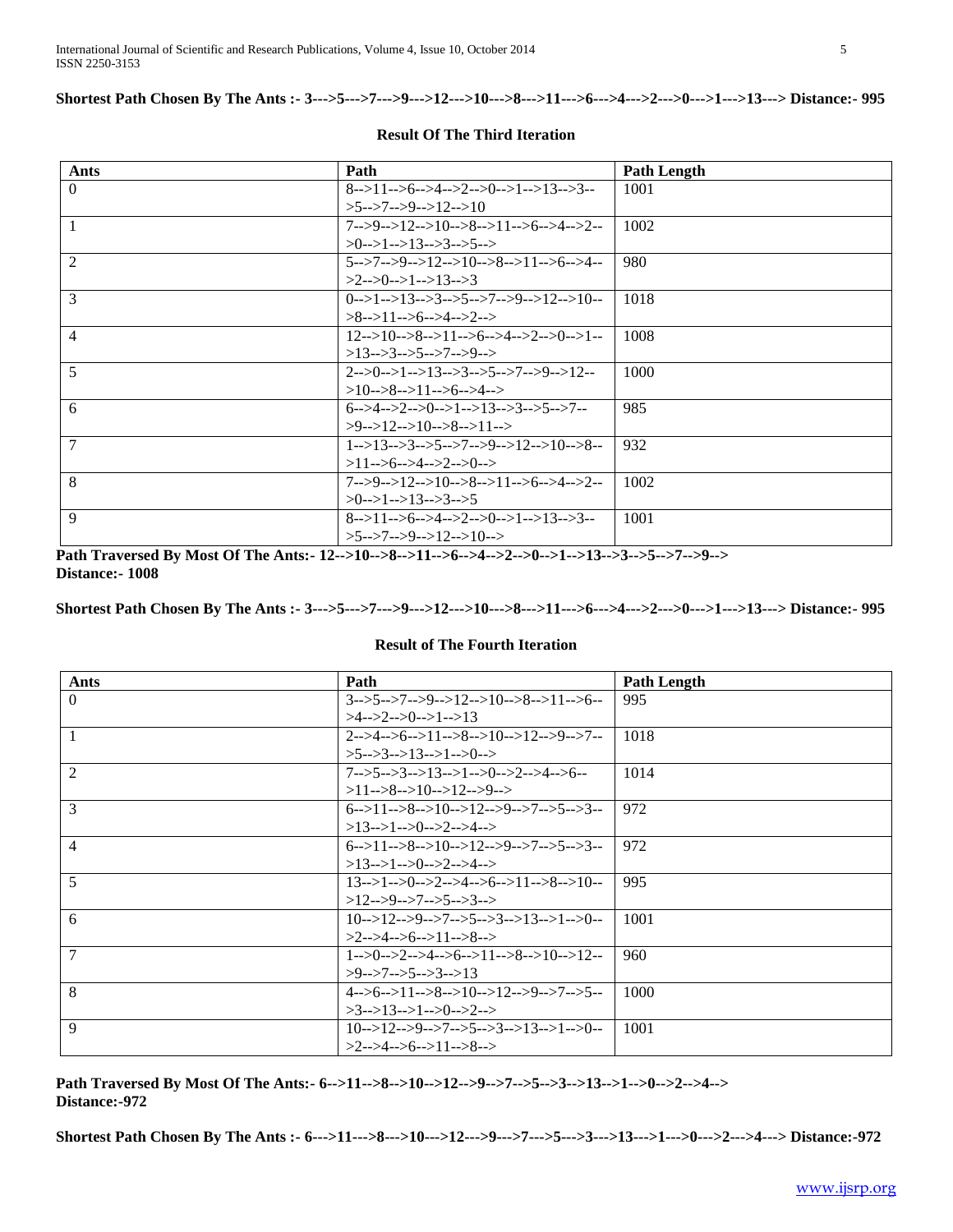**Shortest Path Chosen By The Ants :- 3--->5--->7--->9--->12--->10--->8--->11--->6--->4--->2--->0--->1--->13---> Distance:- 995**

**Result Of The Third Iteration**

| Ants | Path | Path Length |
|---|---|---|
| 0 | 8-->11-->6-->4-->2-->0-->1-->13-->3-->5-->7-->9-->12-->10 | 1001 |
| 1 | 7-->9-->12-->10-->8-->11-->6-->4-->2-->0-->1-->13-->3-->5--> | 1002 |
| 2 | 5-->7-->9-->12-->10-->8-->11-->6-->4-->2-->0-->1-->13-->3 | 980 |
| 3 | 0-->1-->13-->3-->5-->7-->9-->12-->10-->8-->11-->6-->4-->2--> | 1018 |
| 4 | 12-->10-->8-->11-->6-->4-->2-->0-->1-->13-->3-->5-->7-->9--> | 1008 |
| 5 | 2-->0-->1-->13-->3-->5-->7-->9-->12-->10-->8-->11-->6-->4--> | 1000 |
| 6 | 6-->4-->2-->0-->1-->13-->3-->5-->7-->9-->12-->10-->8-->11--> | 985 |
| 7 | 1-->13-->3-->5-->7-->9-->12-->10-->8-->11-->6-->4-->2-->0--> | 932 |
| 8 | 7-->9-->12-->10-->8-->11-->6-->4-->2-->0-->1-->13-->3-->5 | 1002 |
| 9 | 8-->11-->6-->4-->2-->0-->1-->13-->3-->5-->7-->9-->12-->10--> | 1001 |

**Path Traversed By Most Of The Ants:- 12-->10-->8-->11-->6-->4-->2-->0-->1-->13-->3-->5-->7-->9-->**
**Distance:- 1008**

**Shortest Path Chosen By The Ants :- 3--->5--->7--->9--->12--->10--->8--->11--->6--->4--->2--->0--->1--->13---> Distance:- 995**

**Result of The Fourth Iteration**

| Ants | Path | Path Length |
|---|---|---|
| 0 | 3-->5-->7-->9-->12-->10-->8-->11-->6-->4-->2-->0-->1-->13 | 995 |
| 1 | 2-->4-->6-->11-->8-->10-->12-->9-->7-->5-->3-->13-->1-->0--> | 1018 |
| 2 | 7-->5-->3-->13-->1-->0-->2-->4-->6-->11-->8-->10-->12-->9--> | 1014 |
| 3 | 6-->11-->8-->10-->12-->9-->7-->5-->3-->13-->1-->0-->2-->4--> | 972 |
| 4 | 6-->11-->8-->10-->12-->9-->7-->5-->3-->13-->1-->0-->2-->4--> | 972 |
| 5 | 13-->1-->0-->2-->4-->6-->11-->8-->10-->12-->9-->7-->5-->3--> | 995 |
| 6 | 10-->12-->9-->7-->5-->3-->13-->1-->0-->2-->4-->6-->11-->8--> | 1001 |
| 7 | 1-->0-->2-->4-->6-->11-->8-->10-->12-->9-->7-->5-->3-->13 | 960 |
| 8 | 4-->6-->11-->8-->10-->12-->9-->7-->5-->3-->13-->1-->0-->2--> | 1000 |
| 9 | 10-->12-->9-->7-->5-->3-->13-->1-->0-->2-->4-->6-->11-->8--> | 1001 |

**Path Traversed By Most Of The Ants:- 6-->11-->8-->10-->12-->9-->7-->5-->3-->13-->1-->0-->2-->4-->**
**Distance:-972**

**Shortest Path Chosen By The Ants :- 6--->11--->8--->10--->12--->9--->7--->5--->3--->13--->1--->0--->2--->4---> Distance:-972**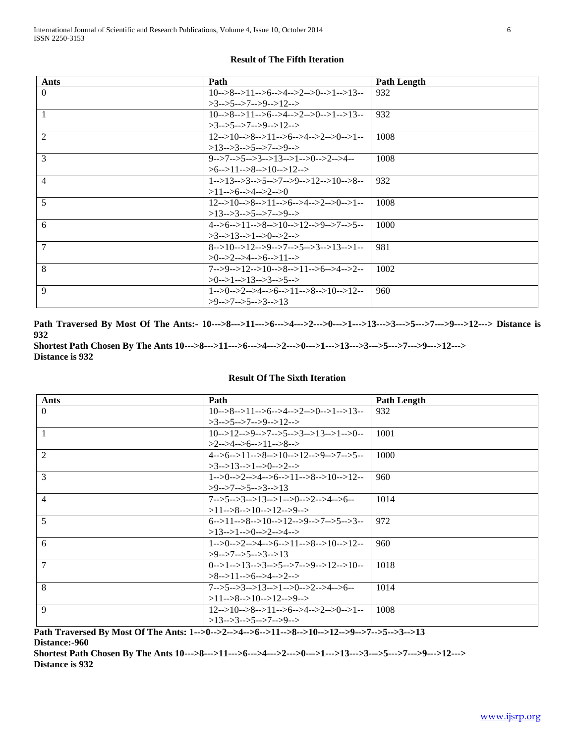### Result of The Fifth Iteration

| Ants | Path | Path Length |
|---|---|---|
| 0 | 10-->8-->11-->6-->4-->2-->0-->1-->13-->3-->5-->7-->9-->12--> | 932 |
| 1 | 10-->8-->11-->6-->4-->2-->0-->1-->13-->3-->5-->7-->9-->12--> | 932 |
| 2 | 12-->10-->8-->11-->6-->4-->2-->0-->1-->13-->3-->5-->7-->9--> | 1008 |
| 3 | 9-->7-->5-->3-->13-->1-->0-->2-->4-->6-->11-->8-->10-->12--> | 1008 |
| 4 | 1-->13-->3-->5-->7-->9-->12-->10-->8-->11-->6-->4-->2-->0 | 932 |
| 5 | 12-->10-->8-->11-->6-->4-->2-->0-->1-->13-->3-->5-->7-->9--> | 1008 |
| 6 | 4-->6-->11-->8-->10-->12-->9-->7-->5-->3-->13-->1-->0-->2--> | 1000 |
| 7 | 8-->10-->12-->9-->7-->5-->3-->13-->1-->0-->2-->4-->6-->11--> | 981 |
| 8 | 7-->9-->12-->10-->8-->11-->6-->4-->2-->0-->1-->13-->3-->5--> | 1002 |
| 9 | 1-->0-->2-->4-->6-->11-->8-->10-->12-->9-->7-->5-->3-->13 | 960 |

**Path Traversed By Most Of The Ants:- 10--->8--->11--->6--->4--->2--->0--->1--->13--->3--->5--->7--->9--->12---> Distance is 932**

**Shortest Path Chosen By The Ants 10--->8--->11--->6--->4--->2--->0--->1--->13--->3--->5--->7--->9--->12---> Distance is 932**

### Result Of The Sixth Iteration

| Ants | Path | Path Length |
|---|---|---|
| 0 | 10-->8-->11-->6-->4-->2-->0-->1-->13-->3-->5-->7-->9-->12--> | 932 |
| 1 | 10-->12-->9-->7-->5-->3-->13-->1-->0-->2-->4-->6-->11-->8--> | 1001 |
| 2 | 4-->6-->11-->8-->10-->12-->9-->7-->5-->3-->13-->1-->0-->2--> | 1000 |
| 3 | 1-->0-->2-->4-->6-->11-->8-->10-->12-->9-->7-->5-->3-->13 | 960 |
| 4 | 7-->5-->3-->13-->1-->0-->2-->4-->6-->11-->8-->10-->12-->9--> | 1014 |
| 5 | 6-->11-->8-->10-->12-->9-->7-->5-->3-->13-->1-->0-->2-->4--> | 972 |
| 6 | 1-->0-->2-->4-->6-->11-->8-->10-->12-->9-->7-->5-->3-->13 | 960 |
| 7 | 0-->1-->13-->3-->5-->7-->9-->12-->10-->8-->11-->6-->4-->2--> | 1018 |
| 8 | 7-->5-->3-->13-->1-->0-->2-->4-->6-->11-->8-->10-->12-->9--> | 1014 |
| 9 | 12-->10-->8-->11-->6-->4-->2-->0-->1-->13-->3-->5-->7-->9--> | 1008 |

**Path Traversed By Most Of The Ants: 1-->0-->2-->4-->6-->11-->8-->10-->12-->9-->7-->5-->3-->13**
**Distance:-960**

**Shortest Path Chosen By The Ants 10--->8--->11--->6--->4--->2--->0--->1--->13--->3--->5--->7--->9--->12---> Distance is 932**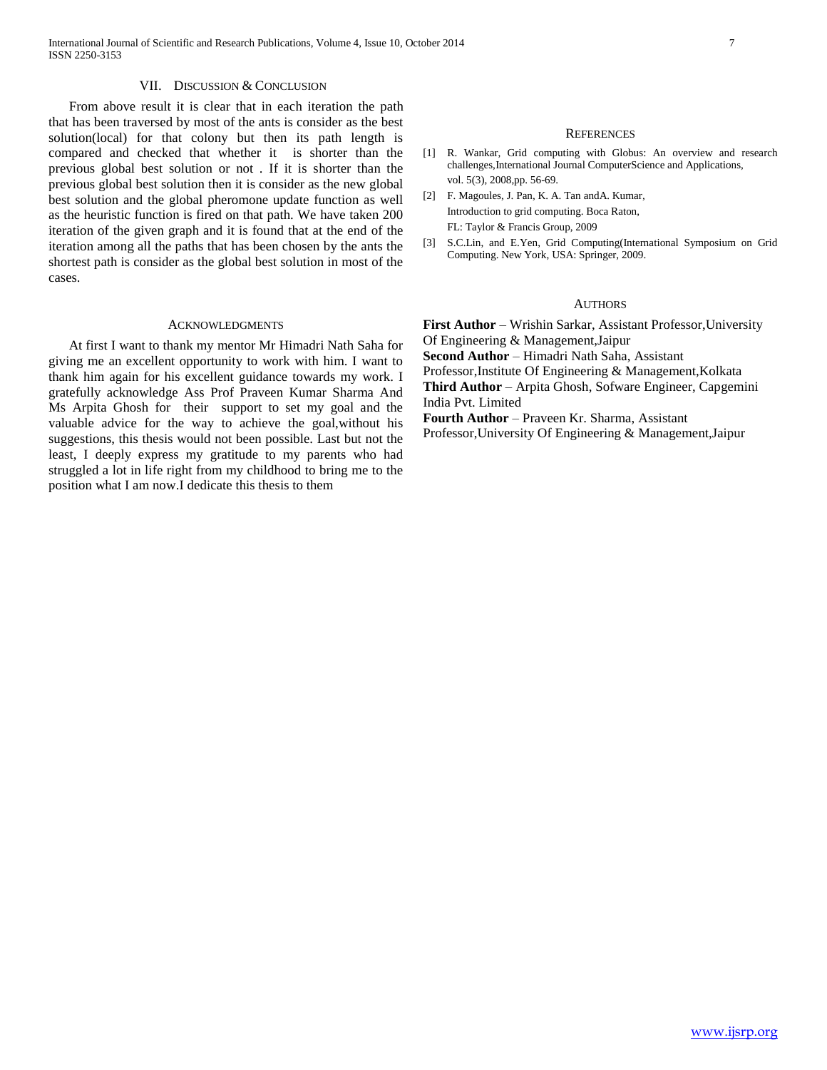## VII. Discussion & Conclusion

From above result it is clear that in each iteration the path that has been traversed by most of the ants is consider as the best solution(local) for that colony but then its path length is compared and checked that whether it is shorter than the previous global best solution or not . If it is shorter than the previous global best solution then it is consider as the new global best solution and the global pheromone update function as well as the heuristic function is fired on that path. We have taken 200 iteration of the given graph and it is found that at the end of the iteration among all the paths that has been chosen by the ants the shortest path is consider as the global best solution in most of the cases.

## Acknowledgments

At first I want to thank my mentor Mr Himadri Nath Saha for giving me an excellent opportunity to work with him. I want to thank him again for his excellent guidance towards my work. I gratefully acknowledge Ass Prof Praveen Kumar Sharma And Ms Arpita Ghosh for their support to set my goal and the valuable advice for the way to achieve the goal,without his suggestions, this thesis would not been possible. Last but not the least, I deeply express my gratitude to my parents who had struggled a lot in life right from my childhood to bring me to the position what I am now.I dedicate this thesis to them

## References

[1] R. Wankar, Grid computing with Globus: An overview and research challenges,International Journal ComputerScience and Applications, vol. 5(3), 2008,pp. 56-69.

[2] F. Magoules, J. Pan, K. A. Tan andA. Kumar, Introduction to grid computing. Boca Raton, FL: Taylor & Francis Group, 2009

[3] S.C.Lin, and E.Yen, Grid Computing(International Symposium on Grid Computing. New York, USA: Springer, 2009.

## Authors

**First Author** – Wrishin Sarkar, Assistant Professor,University Of Engineering & Management,Jaipur

**Second Author** – Himadri Nath Saha, Assistant Professor,Institute Of Engineering & Management,Kolkata

**Third Author** – Arpita Ghosh, Sofware Engineer, Capgemini India Pvt. Limited

**Fourth Author** – Praveen Kr. Sharma, Assistant Professor,University Of Engineering & Management,Jaipur